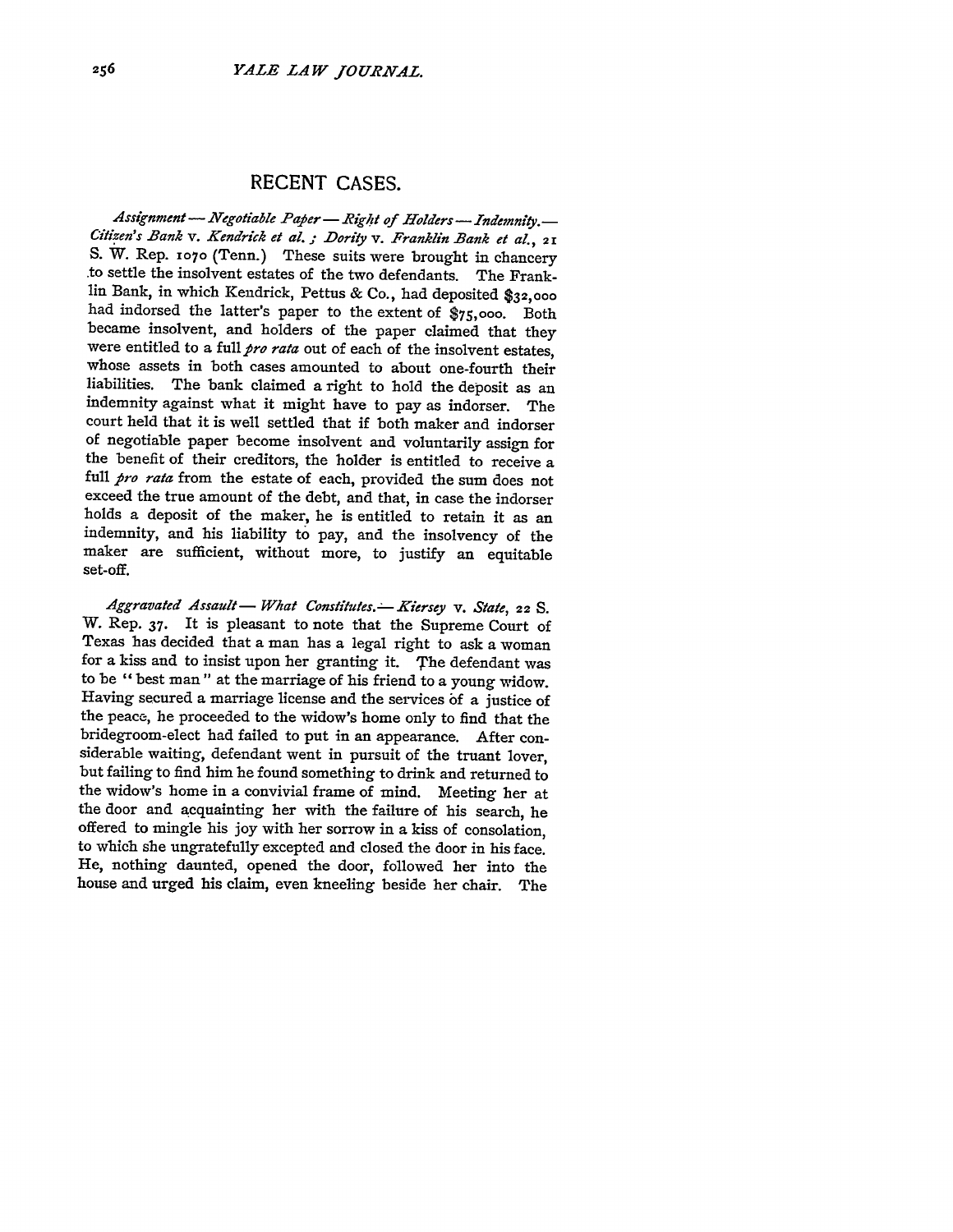## RECENT CASES.

*Assignment — Negotiable Paper — Right of Holders — Indemnity.— Citizen's Bank* v. *Kendrick et al.; Dority* v. *Franklin Bank et al.*, 21 S. W. Rep. 1070 (Tenn.) These suits were brought in chancery to settle the insolvent estates of the two defendants. The Franklin Bank, in which Kendrick, Pettus & Co., had deposited $32,000 had indorsed the latter's paper to the extent of $75,000. Both became insolvent, and holders of the paper claimed that they were entitled to a full *pro rata* out of each of the insolvent estates, whose assets in both cases amounted to about one-fourth their liabilities. The bank claimed a right to hold the deposit as an indemnity against what it might have to pay as indorser. The court held that it is well settled that if both maker and indorser of negotiable paper become insolvent and voluntarily assign for the benefit of their creditors, the holder is entitled to receive a full *pro rata* from the estate of each, provided the sum does not exceed the true amount of the debt, and that, in case the indorser holds a deposit of the maker, he is entitled to retain it as an indemnity, and his liability to pay, and the insolvency of the maker are sufficient, without more, to justify an equitable set-off.

*Aggravated Assault — What Constitutes.— Kiersey* v. *State*, 22 S. W. Rep. 37. It is pleasant to note that the Supreme Court of Texas has decided that a man has a legal right to ask a woman for a kiss and to insist upon her granting it. The defendant was to be "best man" at the marriage of his friend to a young widow. Having secured a marriage license and the services of a justice of the peace, he proceeded to the widow's home only to find that the bridegroom-elect had failed to put in an appearance. After considerable waiting, defendant went in pursuit of the truant lover, but failing to find him he found something to drink and returned to the widow's home in a convivial frame of mind. Meeting her at the door and acquainting her with the failure of his search, he offered to mingle his joy with her sorrow in a kiss of consolation, to which she ungratefully excepted and closed the door in his face. He, nothing daunted, opened the door, followed her into the house and urged his claim, even kneeling beside her chair. The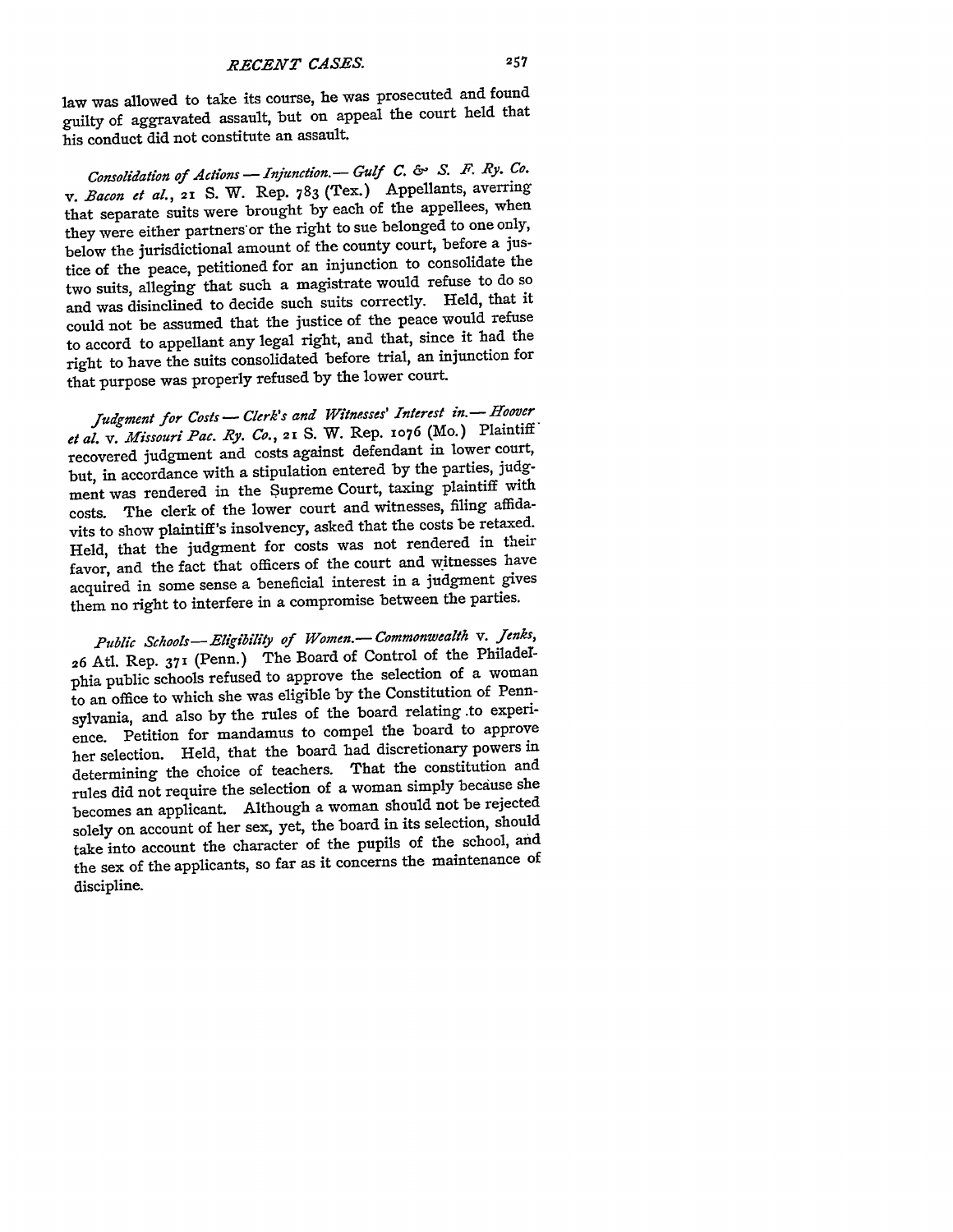law was allowed to take its course, he was prosecuted and found guilty of aggravated assault, but on appeal the court held that his conduct did not constitute an assault.

*Consolidation of Actions — Injunction.— Gulf C. & S. F. Ry. Co.* v. *Bacon et al.*, 21 S. W. Rep. 783 (Tex.) Appellants, averring that separate suits were brought by each of the appellees, when they were either partners or the right to sue belonged to one only, below the jurisdictional amount of the county court, before a justice of the peace, petitioned for an injunction to consolidate the two suits, alleging that such a magistrate would refuse to do so and was disinclined to decide such suits correctly. Held, that it could not be assumed that the justice of the peace would refuse to accord to appellant any legal right, and that, since it had the right to have the suits consolidated before trial, an injunction for that purpose was properly refused by the lower court.

*Judgment for Costs — Clerk's and Witnesses' Interest in.— Hoover et al.* v. *Missouri Pac. Ry. Co.*, 21 S. W. Rep. 1076 (Mo.) Plaintiff recovered judgment and costs against defendant in lower court, but, in accordance with a stipulation entered by the parties, judgment was rendered in the Supreme Court, taxing plaintiff with costs. The clerk of the lower court and witnesses, filing affidavits to show plaintiff's insolvency, asked that the costs be retaxed. Held, that the judgment for costs was not rendered in their favor, and the fact that officers of the court and witnesses have acquired in some sense a beneficial interest in a judgment gives them no right to interfere in a compromise between the parties.

*Public Schools— Eligibility of Women.— Commonwealth* v. *Jenks*, 26 Atl. Rep. 371 (Penn.) The Board of Control of the Philadelphia public schools refused to approve the selection of a woman to an office to which she was eligible by the Constitution of Pennsylvania, and also by the rules of the board relating to experience. Petition for mandamus to compel the board to approve her selection. Held, that the board had discretionary powers in determining the choice of teachers. That the constitution and rules did not require the selection of a woman simply because she becomes an applicant. Although a woman should not be rejected solely on account of her sex, yet, the board in its selection, should take into account the character of the pupils of the school, and the sex of the applicants, so far as it concerns the maintenance of discipline.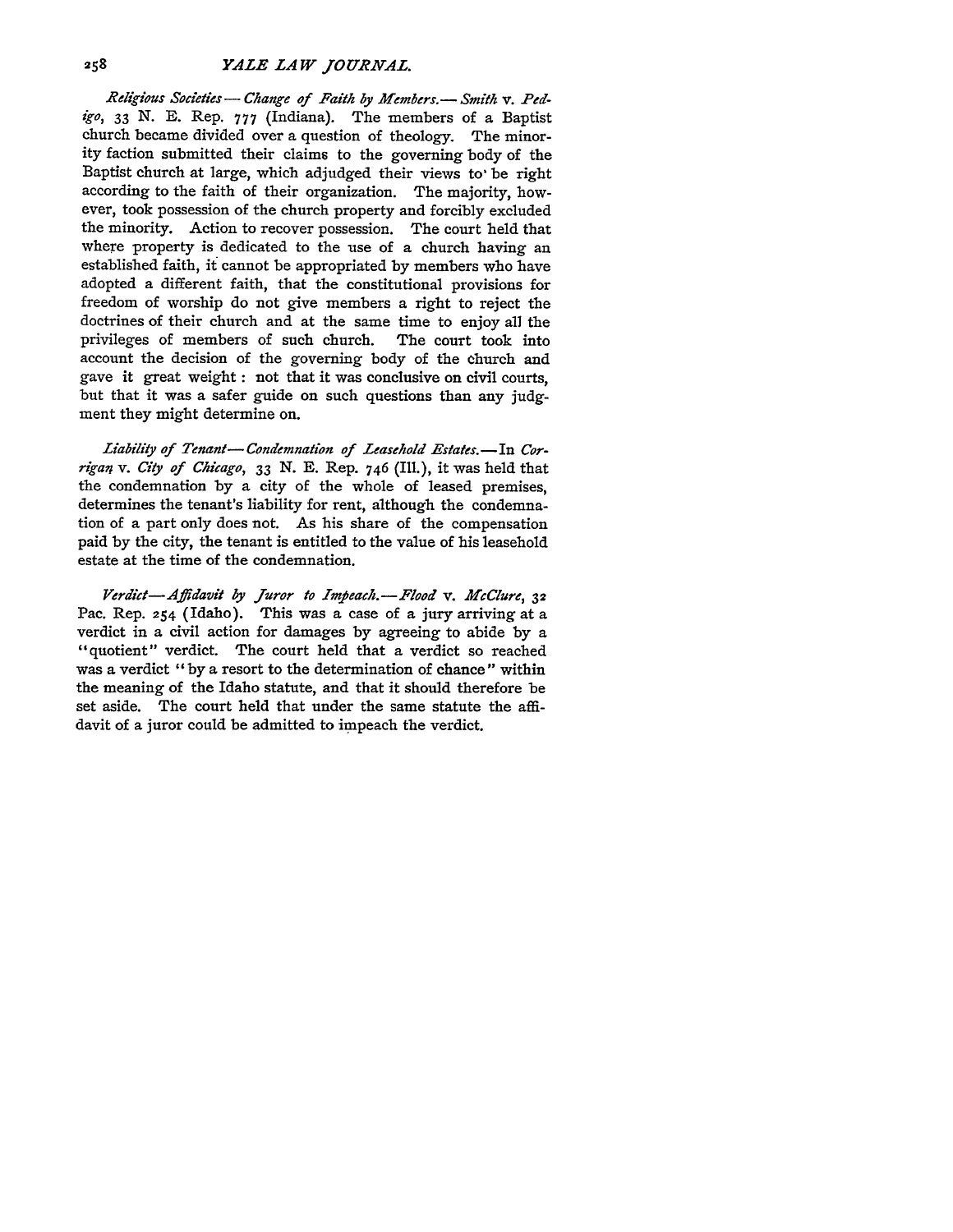*Religious Societies — Change of Faith by Members.— Smith* v. *Pedigo*, 33 N. E. Rep. 777 (Indiana). The members of a Baptist church became divided over a question of theology. The minority faction submitted their claims to the governing body of the Baptist church at large, which adjudged their views to be right according to the faith of their organization. The majority, however, took possession of the church property and forcibly excluded the minority. Action to recover possession. The court held that where property is dedicated to the use of a church having an established faith, it cannot be appropriated by members who have adopted a different faith, that the constitutional provisions for freedom of worship do not give members a right to reject the doctrines of their church and at the same time to enjoy all the privileges of members of such church. The court took into account the decision of the governing body of the church and gave it great weight: not that it was conclusive on civil courts, but that it was a safer guide on such questions than any judgment they might determine on.

*Liability of Tenant— Condemnation of Leasehold Estates.*—In *Corrigan* v. *City of Chicago*, 33 N. E. Rep. 746 (Ill.), it was held that the condemnation by a city of the whole of leased premises, determines the tenant's liability for rent, although the condemnation of a part only does not. As his share of the compensation paid by the city, the tenant is entitled to the value of his leasehold estate at the time of the condemnation.

*Verdict—Affidavit by Juror to Impeach.—Flood* v. *McClure*, 32 Pac. Rep. 254 (Idaho). This was a case of a jury arriving at a verdict in a civil action for damages by agreeing to abide by a "quotient" verdict. The court held that a verdict so reached was a verdict "by a resort to the determination of chance" within the meaning of the Idaho statute, and that it should therefore be set aside. The court held that under the same statute the affidavit of a juror could be admitted to impeach the verdict.